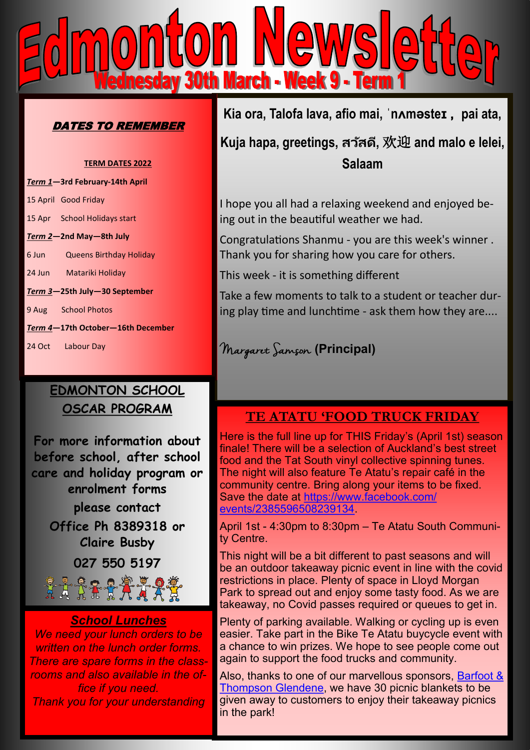# Edmonton Newsletter

## Wednesday 30th March - Week 9 - Term 1

### *DATES TO REMEMBER*

**TERM DATES 2022**

***Term 1*—3rd February-14th April**

15 April Good Friday

15 Apr School Holidays start

***Term 2*—2nd May—8th July**

6 Jun Queens Birthday Holiday

24 Jun Matariki Holiday

***Term 3*—25th July—30 September**

9 Aug School Photos

***Term 4*—17th October—16th December**

24 Oct Labour Day

**Kia ora, Talofa lava, afio mai, ˈnʌməsteɪ , pai ata, Kuja hapa, greetings, สวัสดี, 欢迎 and malo e lelei, Salaam**

I hope you all had a relaxing weekend and enjoyed being out in the beautiful weather we had.

Congratulations Shanmu - you are this week's winner . Thank you for sharing how you care for others.

This week - it is something different

Take a few moments to talk to a student or teacher during play time and lunchtime - ask them how they are....

Margaret Samson **(Principal)**

## EDMONTON SCHOOL OSCAR PROGRAM

**For more information about before school, after school care and holiday program or enrolment forms**

**please contact**

**Office Ph 8389318 or Claire Busby**

**027 550 5197**

## TE ATATU 'FOOD TRUCK FRIDAY

Here is the full line up for THIS Friday's (April 1st) season finale! There will be a selection of Auckland's best street food and the Tat South vinyl collective spinning tunes. The night will also feature Te Atatu's repair café in the community centre. Bring along your items to be fixed. Save the date at https://www.facebook.com/events/2385596508239134.

April 1st - 4:30pm to 8:30pm – Te Atatu South Community Centre.

This night will be a bit different to past seasons and will be an outdoor takeaway picnic event in line with the covid restrictions in place. Plenty of space in Lloyd Morgan Park to spread out and enjoy some tasty food. As we are takeaway, no Covid passes required or queues to get in.

Plenty of parking available. Walking or cycling up is even easier. Take part in the Bike Te Atatu buycycle event with a chance to win prizes. We hope to see people come out again to support the food trucks and community.

Also, thanks to one of our marvellous sponsors, Barfoot & Thompson Glendene, we have 30 picnic blankets to be given away to customers to enjoy their takeaway picnics in the park!

## *School Lunches*

*We need your lunch orders to be written on the lunch order forms. There are spare forms in the classrooms and also available in the office if you need.*

*Thank you for your understanding*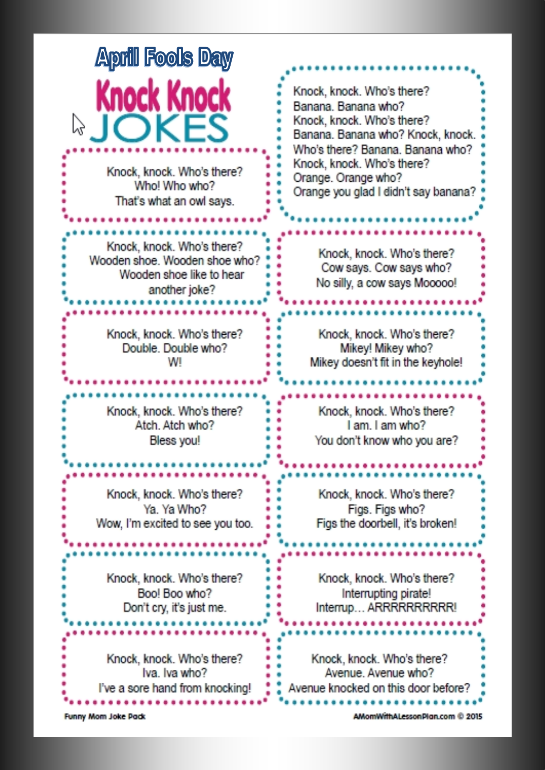# April Fools Day

# Knock Knock JOKES

Knock, knock. Who's there?
Who! Who who?
That's what an owl says.

Knock, knock. Who's there?
Banana. Banana who?
Knock, knock. Who's there?
Banana. Banana who? Knock, knock.
Who's there? Banana. Banana who?
Knock, knock. Who's there?
Orange. Orange who?
Orange you glad I didn't say banana?

Knock, knock. Who's there?
Wooden shoe. Wooden shoe who?
Wooden shoe like to hear another joke?

Knock, knock. Who's there?
Cow says. Cow says who?
No silly, a cow says Mooooo!

Knock, knock. Who's there?
Double. Double who?
W!

Knock, knock. Who's there?
Mikey! Mikey who?
Mikey doesn't fit in the keyhole!

Knock, knock. Who's there?
Atch. Atch who?
Bless you!

Knock, knock. Who's there?
I am. I am who?
You don't know who you are?

Knock, knock. Who's there?
Ya. Ya Who?
Wow, I'm excited to see you too.

Knock, knock. Who's there?
Figs. Figs who?
Figs the doorbell, it's broken!

Knock, knock. Who's there?
Boo! Boo who?
Don't cry, it's just me.

Knock, knock. Who's there?
Interrupting pirate!
Interrup… ARRRRRRRRR!

Knock, knock. Who's there?
Iva. Iva who?
I've a sore hand from knocking!

Knock, knock. Who's there?
Avenue. Avenue who?
Avenue knocked on this door before?

Funny Mom Joke Pack

AMomWithALessonPlan.com © 2015